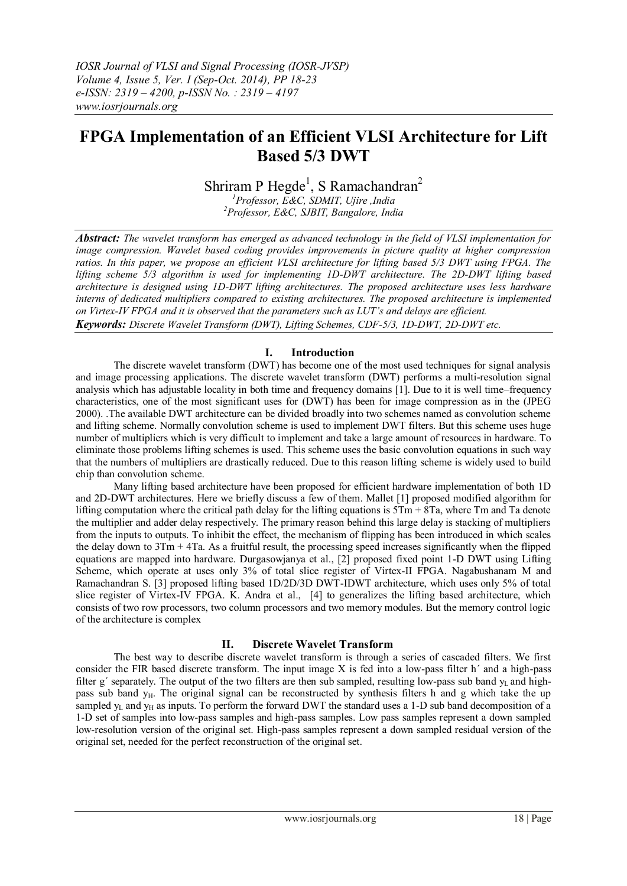# FPGA Implementation of an Efficient VLSI Architecture for Lift Based 5/3 DWT

Shriram P Hegde[1], S Ramachandran[2]

[1]Professor, E&C, SDMIT, Ujire ,India
[2]Professor, E&C, SJBIT, Bangalore, India

***Abstract:*** *The wavelet transform has emerged as advanced technology in the field of VLSI implementation for image compression. Wavelet based coding provides improvements in picture quality at higher compression ratios. In this paper, we propose an efficient VLSI architecture for lifting based 5/3 DWT using FPGA. The lifting scheme 5/3 algorithm is used for implementing 1D-DWT architecture. The 2D-DWT lifting based architecture is designed using 1D-DWT lifting architectures. The proposed architecture uses less hardware interns of dedicated multipliers compared to existing architectures. The proposed architecture is implemented on Virtex-IV FPGA and it is observed that the parameters such as LUT's and delays are efficient.*

***Keywords:*** *Discrete Wavelet Transform (DWT), Lifting Schemes, CDF-5/3, 1D-DWT, 2D-DWT etc.*

## I. Introduction

The discrete wavelet transform (DWT) has become one of the most used techniques for signal analysis and image processing applications. The discrete wavelet transform (DWT) performs a multi-resolution signal analysis which has adjustable locality in both time and frequency domains [1]. Due to it is well time–frequency characteristics, one of the most significant uses for (DWT) has been for image compression as in the (JPEG 2000). .The available DWT architecture can be divided broadly into two schemes named as convolution scheme and lifting scheme. Normally convolution scheme is used to implement DWT filters. But this scheme uses huge number of multipliers which is very difficult to implement and take a large amount of resources in hardware. To eliminate those problems lifting schemes is used. This scheme uses the basic convolution equations in such way that the numbers of multipliers are drastically reduced. Due to this reason lifting scheme is widely used to build chip than convolution scheme.

Many lifting based architecture have been proposed for efficient hardware implementation of both 1D and 2D-DWT architectures. Here we briefly discuss a few of them. Mallet [1] proposed modified algorithm for lifting computation where the critical path delay for the lifting equations is 5Tm + 8Ta, where Tm and Ta denote the multiplier and adder delay respectively. The primary reason behind this large delay is stacking of multipliers from the inputs to outputs. To inhibit the effect, the mechanism of flipping has been introduced in which scales the delay down to 3Tm + 4Ta. As a fruitful result, the processing speed increases significantly when the flipped equations are mapped into hardware. Durgasowjanya et al., [2] proposed fixed point 1-D DWT using Lifting Scheme, which operate at uses only 3% of total slice register of Virtex-II FPGA. Nagabushanam M and Ramachandran S. [3] proposed lifting based 1D/2D/3D DWT-IDWT architecture, which uses only 5% of total slice register of Virtex-IV FPGA. K. Andra et al., [4] to generalizes the lifting based architecture, which consists of two row processors, two column processors and two memory modules. But the memory control logic of the architecture is complex

## II. Discrete Wavelet Transform

The best way to describe discrete wavelet transform is through a series of cascaded filters. We first consider the FIR based discrete transform. The input image X is fed into a low-pass filter h´ and a high-pass filter g´ separately. The output of the two filters are then sub sampled, resulting low-pass sub band $y_L$ and high-pass sub band $y_H$. The original signal can be reconstructed by synthesis filters h and g which take the up sampled $y_L$ and $y_H$ as inputs. To perform the forward DWT the standard uses a 1-D sub band decomposition of a 1-D set of samples into low-pass samples and high-pass samples. Low pass samples represent a down sampled low-resolution version of the original set. High-pass samples represent a down sampled residual version of the original set, needed for the perfect reconstruction of the original set.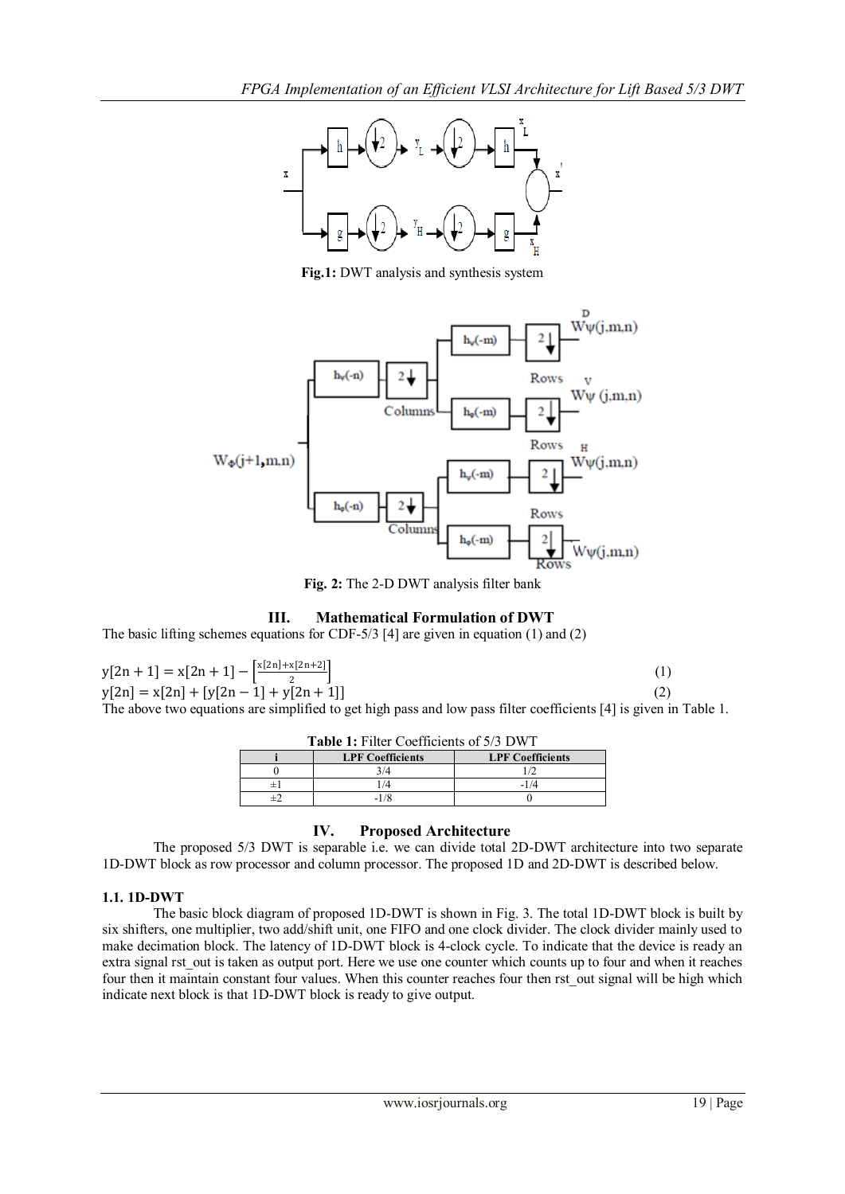**Fig.1:** DWT analysis and synthesis system

**Fig. 2:** The 2-D DWT analysis filter bank

## III. Mathematical Formulation of DWT

The basic lifting schemes equations for CDF-5/3 [4] are given in equation (1) and (2)

$$y[2n+1] = x[2n+1] - \left[\frac{x[2n]+x[2n+2]}{2}\right] \quad (1)$$

$$y[2n] = x[2n] + [y[2n-1] + y[2n+1]] \quad (2)$$

The above two equations are simplified to get high pass and low pass filter coefficients [4] is given in Table 1.

**Table 1:** Filter Coefficients of 5/3 DWT

| i | LPF Coefficients | LPF Coefficients |
|---|---|---|
| 0 | 3/4 | 1/2 |
| ±1 | 1/4 | -1/4 |
| ±2 | -1/8 | 0 |

## IV. Proposed Architecture

The proposed 5/3 DWT is separable i.e. we can divide total 2D-DWT architecture into two separate 1D-DWT block as row processor and column processor. The proposed 1D and 2D-DWT is described below.

### 1.1. 1D-DWT

The basic block diagram of proposed 1D-DWT is shown in Fig. 3. The total 1D-DWT block is built by six shifters, one multiplier, two add/shift unit, one FIFO and one clock divider. The clock divider mainly used to make decimation block. The latency of 1D-DWT block is 4-clock cycle. To indicate that the device is ready an extra signal rst_out is taken as output port. Here we use one counter which counts up to four and when it reaches four then it maintain constant four values. When this counter reaches four then rst_out signal will be high which indicate next block is that 1D-DWT block is ready to give output.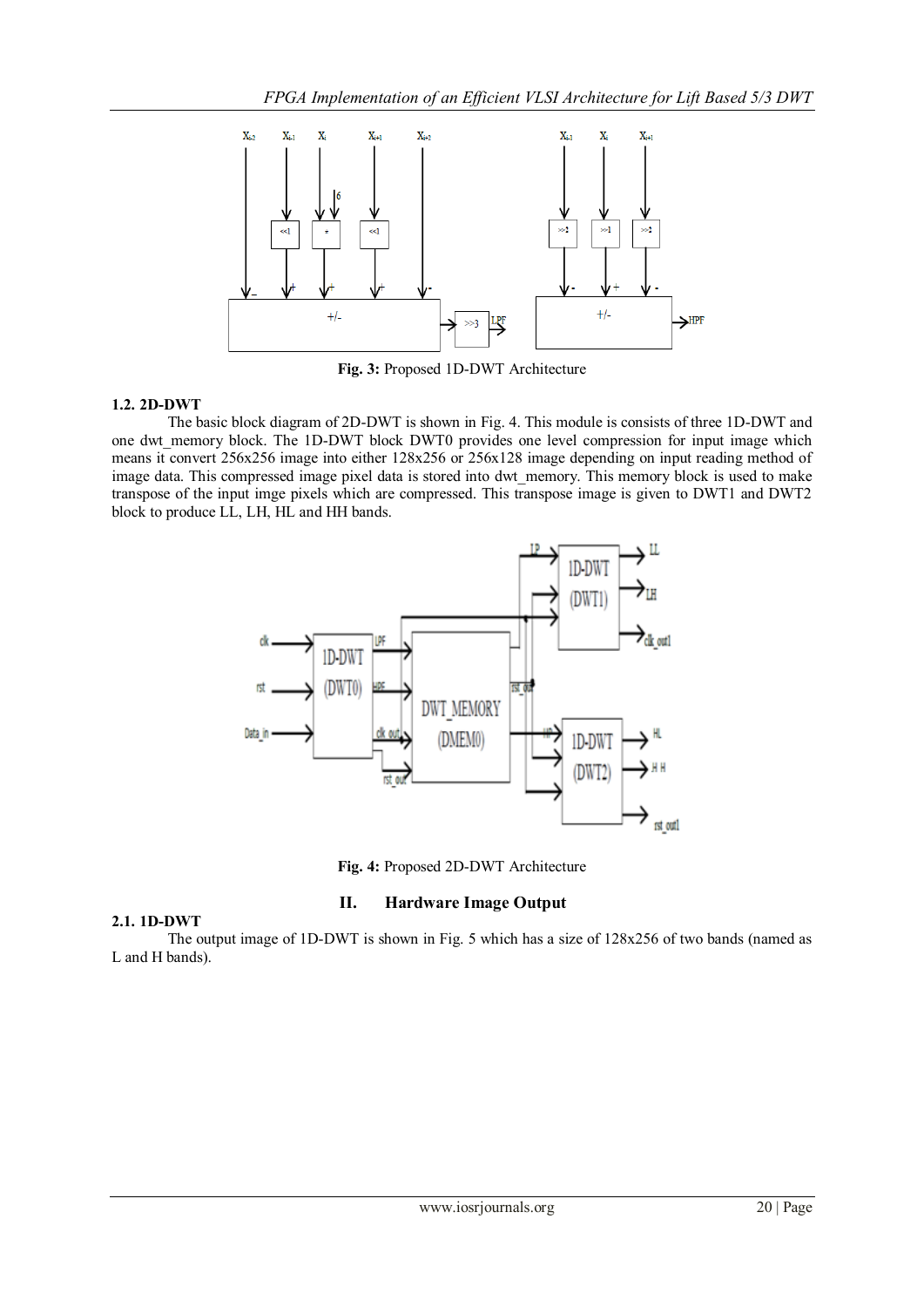Fig. 3: Proposed 1D-DWT Architecture

### 1.2. 2D-DWT

The basic block diagram of 2D-DWT is shown in Fig. 4. This module is consists of three 1D-DWT and one dwt_memory block. The 1D-DWT block DWT0 provides one level compression for input image which means it convert 256x256 image into either 128x256 or 256x128 image depending on input reading method of image data. This compressed image pixel data is stored into dwt_memory. This memory block is used to make transpose of the input imge pixels which are compressed. This transpose image is given to DWT1 and DWT2 block to produce LL, LH, HL and HH bands.

Fig. 4: Proposed 2D-DWT Architecture

## II. Hardware Image Output

### 2.1. 1D-DWT

The output image of 1D-DWT is shown in Fig. 5 which has a size of 128x256 of two bands (named as L and H bands).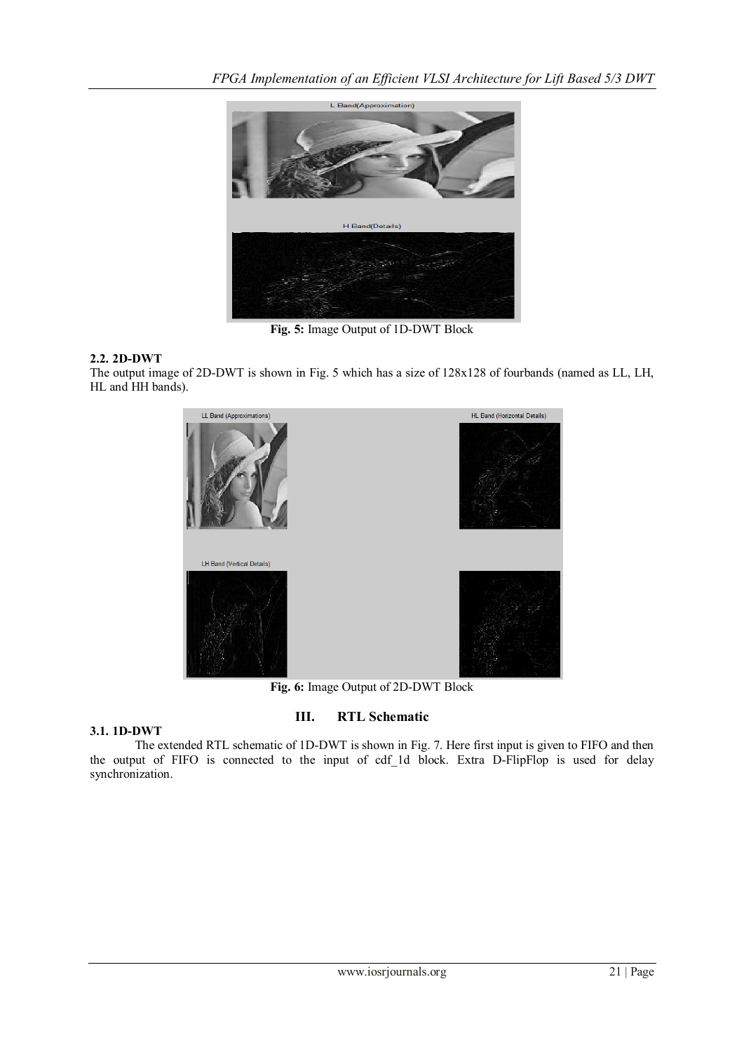Fig. 5: Image Output of 1D-DWT Block

### 2.2. 2D-DWT

The output image of 2D-DWT is shown in Fig. 5 which has a size of 128x128 of fourbands (named as LL, LH, HL and HH bands).

Fig. 6: Image Output of 2D-DWT Block

## III. RTL Schematic

### 3.1. 1D-DWT

The extended RTL schematic of 1D-DWT is shown in Fig. 7. Here first input is given to FIFO and then the output of FIFO is connected to the input of cdf_1d block. Extra D-FlipFlop is used for delay synchronization.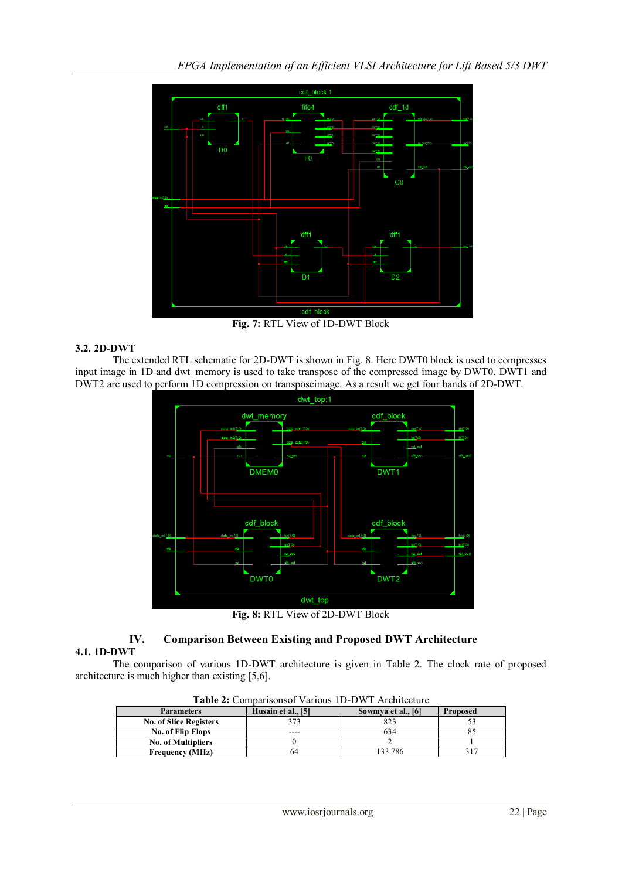Fig. 7: RTL View of 1D-DWT Block

### 3.2. 2D-DWT

The extended RTL schematic for 2D-DWT is shown in Fig. 8. Here DWT0 block is used to compresses input image in 1D and dwt_memory is used to take transpose of the compressed image by DWT0. DWT1 and DWT2 are used to perform 1D compression on transposeimage. As a result we get four bands of 2D-DWT.

Fig. 8: RTL View of 2D-DWT Block

## IV. Comparison Between Existing and Proposed DWT Architecture

### 4.1. 1D-DWT

The comparison of various 1D-DWT architecture is given in Table 2. The clock rate of proposed architecture is much higher than existing [5,6].

**Table 2:** Comparisonsof Various 1D-DWT Architecture

| Parameters | Husain et al., [5] | Sowmya et al., [6] | Proposed |
|---|---|---|---|
| No. of Slice Registers | 373 | 823 | 53 |
| No. of Flip Flops | ---- | 634 | 85 |
| No. of Multipliers | 0 | 2 | 1 |
| Frequency (MHz) | 64 | 133.786 | 317 |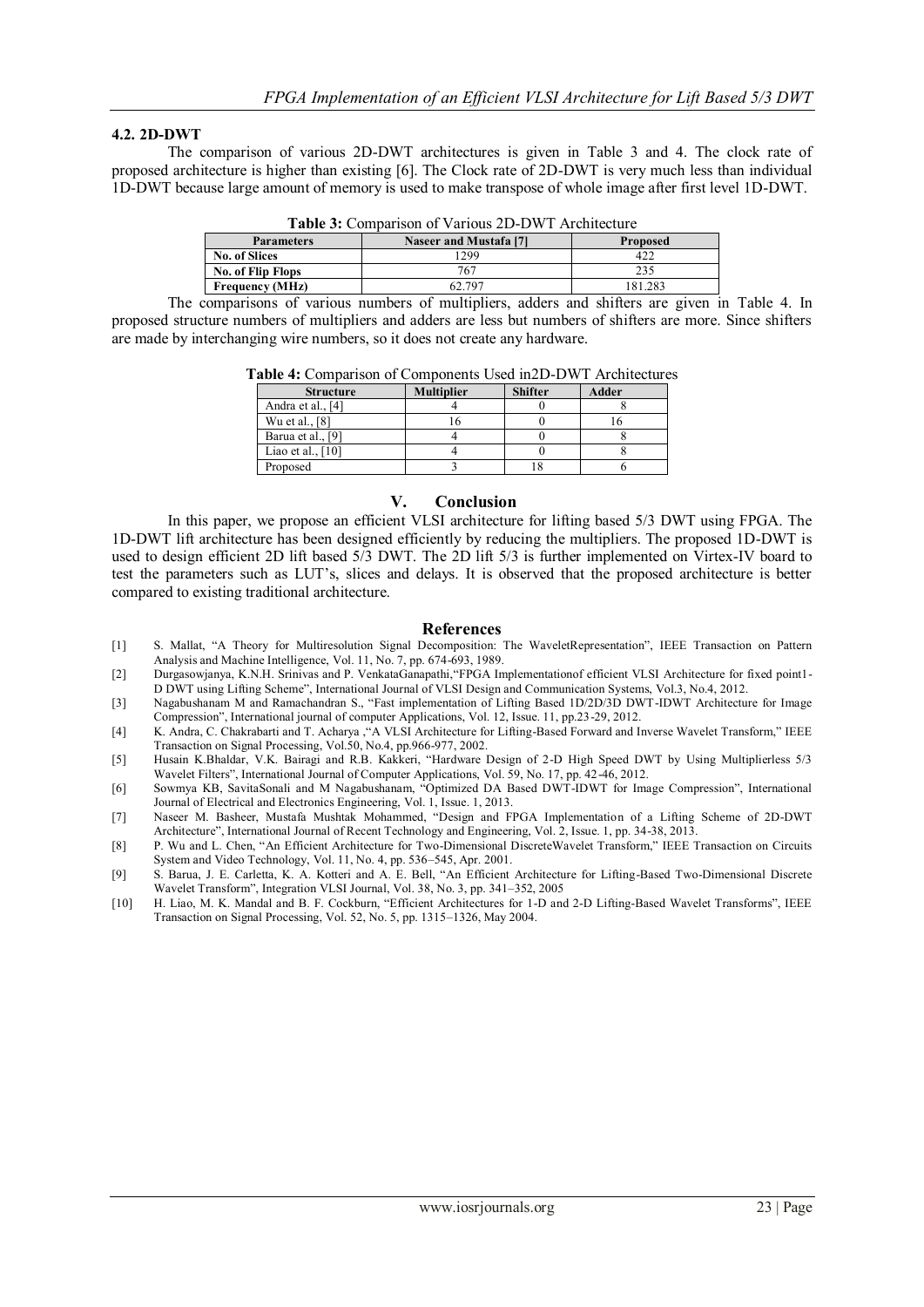### 4.2. 2D-DWT

The comparison of various 2D-DWT architectures is given in Table 3 and 4. The clock rate of proposed architecture is higher than existing [6]. The Clock rate of 2D-DWT is very much less than individual 1D-DWT because large amount of memory is used to make transpose of whole image after first level 1D-DWT.

**Table 3:** Comparison of Various 2D-DWT Architecture

| Parameters | Naseer and Mustafa [7] | Proposed |
|---|---|---|
| No. of Slices | 1299 | 422 |
| No. of Flip Flops | 767 | 235 |
| Frequency (MHz) | 62.797 | 181.283 |

The comparisons of various numbers of multipliers, adders and shifters are given in Table 4. In proposed structure numbers of multipliers and adders are less but numbers of shifters are more. Since shifters are made by interchanging wire numbers, so it does not create any hardware.

**Table 4:** Comparison of Components Used in2D-DWT Architectures

| Structure | Multiplier | Shifter | Adder |
|---|---|---|---|
| Andra et al., [4] | 4 | 0 | 8 |
| Wu et al., [8] | 16 | 0 | 16 |
| Barua et al., [9] | 4 | 0 | 8 |
| Liao et al., [10] | 4 | 0 | 8 |
| Proposed | 3 | 18 | 6 |

## V. Conclusion

In this paper, we propose an efficient VLSI architecture for lifting based 5/3 DWT using FPGA. The 1D-DWT lift architecture has been designed efficiently by reducing the multipliers. The proposed 1D-DWT is used to design efficient 2D lift based 5/3 DWT. The 2D lift 5/3 is further implemented on Virtex-IV board to test the parameters such as LUT's, slices and delays. It is observed that the proposed architecture is better compared to existing traditional architecture.

## References

[1] S. Mallat, "A Theory for Multiresolution Signal Decomposition: The WaveletRepresentation", IEEE Transaction on Pattern Analysis and Machine Intelligence, Vol. 11, No. 7, pp. 674-693, 1989.

[2] Durgasowjanya, K.N.H. Srinivas and P. VenkataGanapathi,"FPGA Implementationof efficient VLSI Architecture for fixed point1-D DWT using Lifting Scheme", International Journal of VLSI Design and Communication Systems, Vol.3, No.4, 2012.

[3] Nagabushanam M and Ramachandran S., "Fast implementation of Lifting Based 1D/2D/3D DWT-IDWT Architecture for Image Compression", International journal of computer Applications, Vol. 12, Issue. 11, pp.23-29, 2012.

[4] K. Andra, C. Chakrabarti and T. Acharya ,"A VLSI Architecture for Lifting-Based Forward and Inverse Wavelet Transform," IEEE Transaction on Signal Processing, Vol.50, No.4, pp.966-977, 2002.

[5] Husain K.Bhaldar, V.K. Bairagi and R.B. Kakkeri, "Hardware Design of 2-D High Speed DWT by Using Multiplierless 5/3 Wavelet Filters", International Journal of Computer Applications, Vol. 59, No. 17, pp. 42-46, 2012.

[6] Sowmya KB, SavitaSonali and M Nagabushanam, "Optimized DA Based DWT-IDWT for Image Compression", International Journal of Electrical and Electronics Engineering, Vol. 1, Issue. 1, 2013.

[7] Naseer M. Basheer, Mustafa Mushtak Mohammed, "Design and FPGA Implementation of a Lifting Scheme of 2D-DWT Architecture", International Journal of Recent Technology and Engineering, Vol. 2, Issue. 1, pp. 34-38, 2013.

[8] P. Wu and L. Chen, "An Efficient Architecture for Two-Dimensional DiscreteWavelet Transform," IEEE Transaction on Circuits System and Video Technology, Vol. 11, No. 4, pp. 536–545, Apr. 2001.

[9] S. Barua, J. E. Carletta, K. A. Kotteri and A. E. Bell, "An Efficient Architecture for Lifting-Based Two-Dimensional Discrete Wavelet Transform", Integration VLSI Journal, Vol. 38, No. 3, pp. 341–352, 2005

[10] H. Liao, M. K. Mandal and B. F. Cockburn, "Efficient Architectures for 1-D and 2-D Lifting-Based Wavelet Transforms", IEEE Transaction on Signal Processing, Vol. 52, No. 5, pp. 1315–1326, May 2004.